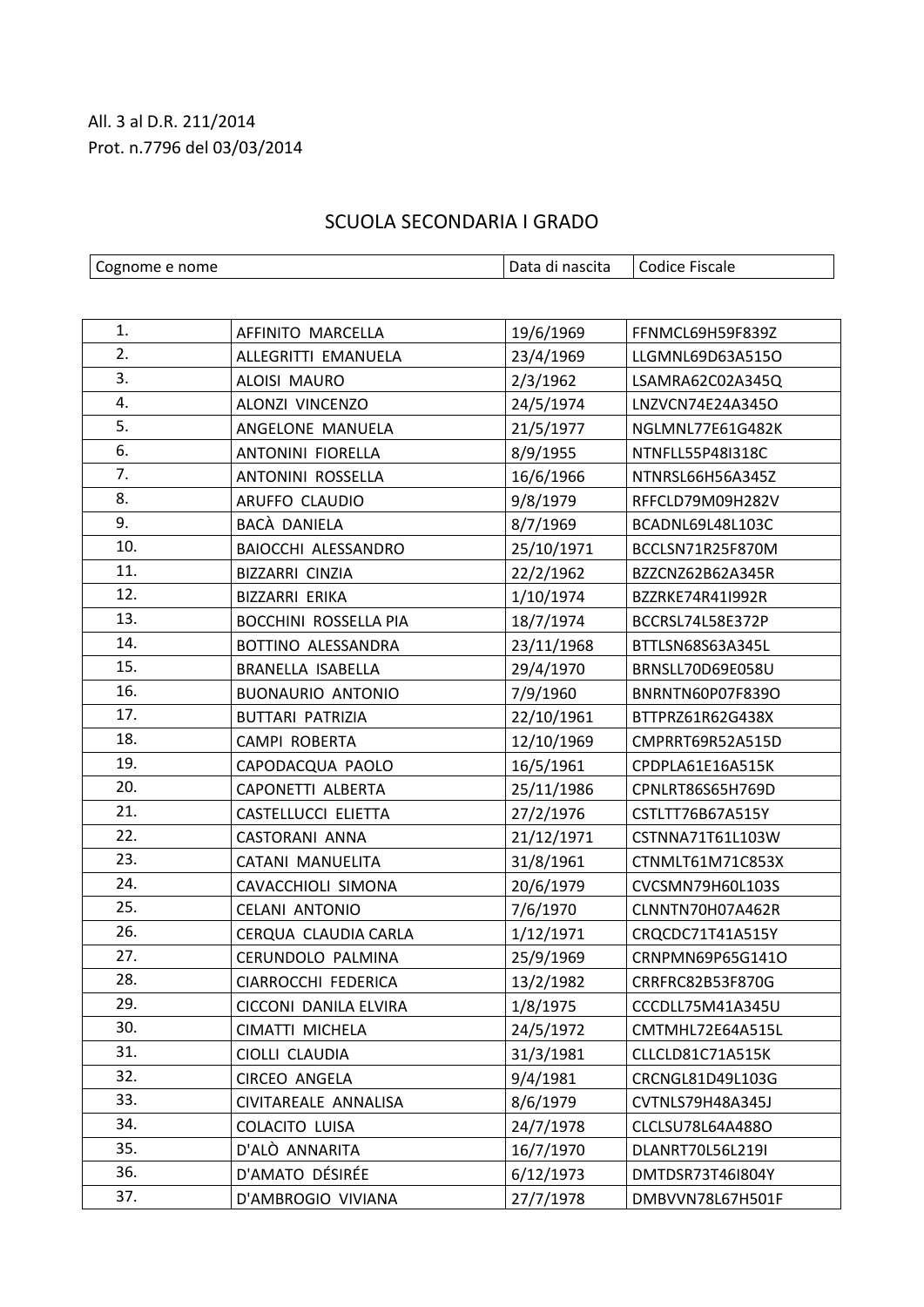All. 3 al D.R. 211/2014
Prot. n.7796 del 03/03/2014

## SCUOLA SECONDARIA I GRADO

| | Cognome e nome | Data di nascita | Codice Fiscale |
|---|---|---|---|
| 1. | AFFINITO MARCELLA | 19/6/1969 | FFNMCL69H59F839Z |
| 2. | ALLEGRITTI EMANUELA | 23/4/1969 | LLGMNL69D63A515O |
| 3. | ALOISI MAURO | 2/3/1962 | LSAMRA62C02A345Q |
| 4. | ALONZI VINCENZO | 24/5/1974 | LNZVCN74E24A345O |
| 5. | ANGELONE MANUELA | 21/5/1977 | NGLMNL77E61G482K |
| 6. | ANTONINI FIORELLA | 8/9/1955 | NTNFLL55P48I318C |
| 7. | ANTONINI ROSSELLA | 16/6/1966 | NTNRSL66H56A345Z |
| 8. | ARUFFO CLAUDIO | 9/8/1979 | RFFCLD79M09H282V |
| 9. | BACÀ DANIELA | 8/7/1969 | BCADNL69L48L103C |
| 10. | BAIOCCHI ALESSANDRO | 25/10/1971 | BCCLSN71R25F870M |
| 11. | BIZZARRI CINZIA | 22/2/1962 | BZZCNZ62B62A345R |
| 12. | BIZZARRI ERIKA | 1/10/1974 | BZZRKE74R41I992R |
| 13. | BOCCHINI ROSSELLA PIA | 18/7/1974 | BCCRSL74L58E372P |
| 14. | BOTTINO ALESSANDRA | 23/11/1968 | BTTLSN68S63A345L |
| 15. | BRANELLA ISABELLA | 29/4/1970 | BRNSLL70D69E058U |
| 16. | BUONAURIO ANTONIO | 7/9/1960 | BNRNTN60P07F839O |
| 17. | BUTTARI PATRIZIA | 22/10/1961 | BTTPRZ61R62G438X |
| 18. | CAMPI ROBERTA | 12/10/1969 | CMPRRT69R52A515D |
| 19. | CAPODACQUA PAOLO | 16/5/1961 | CPDPLA61E16A515K |
| 20. | CAPONETTI ALBERTA | 25/11/1986 | CPNLRT86S65H769D |
| 21. | CASTELLUCCI ELIETTA | 27/2/1976 | CSTLTT76B67A515Y |
| 22. | CASTORANI ANNA | 21/12/1971 | CSTNNA71T61L103W |
| 23. | CATANI MANUELITA | 31/8/1961 | CTNMLT61M71C853X |
| 24. | CAVACCHIOLI SIMONA | 20/6/1979 | CVCSMN79H60L103S |
| 25. | CELANI ANTONIO | 7/6/1970 | CLNNTN70H07A462R |
| 26. | CERQUA CLAUDIA CARLA | 1/12/1971 | CRQCDC71T41A515Y |
| 27. | CERUNDOLO PALMINA | 25/9/1969 | CRNPMN69P65G141O |
| 28. | CIARROCCHI FEDERICA | 13/2/1982 | CRRFRC82B53F870G |
| 29. | CICCONI DANILA ELVIRA | 1/8/1975 | CCCDLL75M41A345U |
| 30. | CIMATTI MICHELA | 24/5/1972 | CMTMHL72E64A515L |
| 31. | CIOLLI CLAUDIA | 31/3/1981 | CLLCLD81C71A515K |
| 32. | CIRCEO ANGELA | 9/4/1981 | CRCNGL81D49L103G |
| 33. | CIVITAREALE ANNALISA | 8/6/1979 | CVTNLS79H48A345J |
| 34. | COLACITO LUISA | 24/7/1978 | CLCLSU78L64A488O |
| 35. | D'ALÒ ANNARITA | 16/7/1970 | DLANRT70L56L219I |
| 36. | D'AMATO DÉSIRÉE | 6/12/1973 | DMTDSR73T46I804Y |
| 37. | D'AMBROGIO VIVIANA | 27/7/1978 | DMBVVN78L67H501F |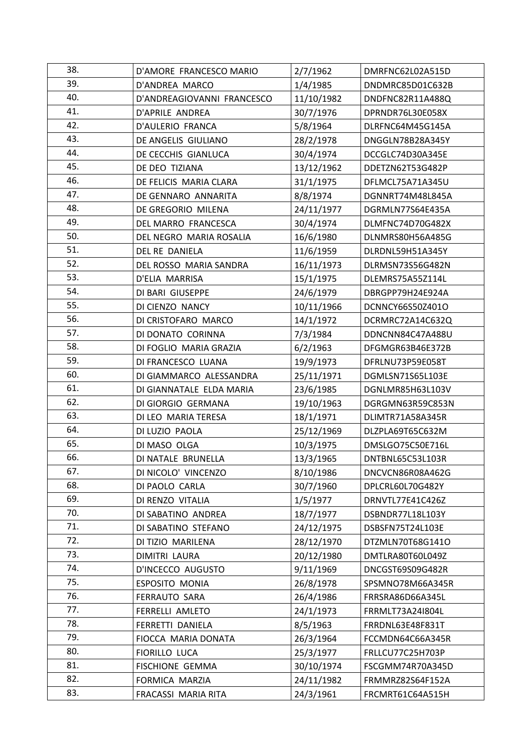| 38. | D'AMORE FRANCESCO MARIO | 2/7/1962 | DMRFNC62L02A515D |
|---|---|---|---|
| 39. | D'ANDREA MARCO | 1/4/1985 | DNDMRC85D01C632B |
| 40. | D'ANDREAGIOVANNI FRANCESCO | 11/10/1982 | DNDFNC82R11A488Q |
| 41. | D'APRILE ANDREA | 30/7/1976 | DPRNDR76L30E058X |
| 42. | D'AULERIO FRANCA | 5/8/1964 | DLRFNC64M45G145A |
| 43. | DE ANGELIS GIULIANO | 28/2/1978 | DNGGLN78B28A345Y |
| 44. | DE CECCHIS GIANLUCA | 30/4/1974 | DCCGLC74D30A345E |
| 45. | DE DEO TIZIANA | 13/12/1962 | DDETZN62T53G482P |
| 46. | DE FELICIS MARIA CLARA | 31/1/1975 | DFLMCL75A71A345U |
| 47. | DE GENNARO ANNARITA | 8/8/1974 | DGNNRT74M48L845A |
| 48. | DE GREGORIO MILENA | 24/11/1977 | DGRMLN77S64E435A |
| 49. | DEL MARRO FRANCESCA | 30/4/1974 | DLMFNC74D70G482X |
| 50. | DEL NEGRO MARIA ROSALIA | 16/6/1980 | DLNMRS80H56A485G |
| 51. | DEL RE DANIELA | 11/6/1959 | DLRDNL59H51A345Y |
| 52. | DEL ROSSO MARIA SANDRA | 16/11/1973 | DLRMSN73S56G482N |
| 53. | D'ELIA MARRISA | 15/1/1975 | DLEMRS75A55Z114L |
| 54. | DI BARI GIUSEPPE | 24/6/1979 | DBRGPP79H24E924A |
| 55. | DI CIENZO NANCY | 10/11/1966 | DCNNCY66S50Z401O |
| 56. | DI CRISTOFARO MARCO | 14/1/1972 | DCRMRC72A14C632Q |
| 57. | DI DONATO CORINNA | 7/3/1984 | DDNCNN84C47A488U |
| 58. | DI FOGLIO MARIA GRAZIA | 6/2/1963 | DFGMGR63B46E372B |
| 59. | DI FRANCESCO LUANA | 19/9/1973 | DFRLNU73P59E058T |
| 60. | DI GIAMMARCO ALESSANDRA | 25/11/1971 | DGMLSN71S65L103E |
| 61. | DI GIANNATALE ELDA MARIA | 23/6/1985 | DGNLMR85H63L103V |
| 62. | DI GIORGIO GERMANA | 19/10/1963 | DGRGMN63R59C853N |
| 63. | DI LEO MARIA TERESA | 18/1/1971 | DLIMTR71A58A345R |
| 64. | DI LUZIO PAOLA | 25/12/1969 | DLZPLA69T65C632M |
| 65. | DI MASO OLGA | 10/3/1975 | DMSLGO75C50E716L |
| 66. | DI NATALE BRUNELLA | 13/3/1965 | DNTBNL65C53L103R |
| 67. | DI NICOLO' VINCENZO | 8/10/1986 | DNCVCN86R08A462G |
| 68. | DI PAOLO CARLA | 30/7/1960 | DPLCRL60L70G482Y |
| 69. | DI RENZO VITALIA | 1/5/1977 | DRNVTL77E41C426Z |
| 70. | DI SABATINO ANDREA | 18/7/1977 | DSBNDR77L18L103Y |
| 71. | DI SABATINO STEFANO | 24/12/1975 | DSBSFN75T24L103E |
| 72. | DI TIZIO MARILENA | 28/12/1970 | DTZMLN70T68G141O |
| 73. | DIMITRI LAURA | 20/12/1980 | DMTLRA80T60L049Z |
| 74. | D'INCECCO AUGUSTO | 9/11/1969 | DNCGST69S09G482R |
| 75. | ESPOSITO MONIA | 26/8/1978 | SPSMNO78M66A345R |
| 76. | FERRAUTO SARA | 26/4/1986 | FRRSRA86D66A345L |
| 77. | FERRELLI AMLETO | 24/1/1973 | FRRMLT73A24I804L |
| 78. | FERRETTI DANIELA | 8/5/1963 | FRRDNL63E48F831T |
| 79. | FIOCCA MARIA DONATA | 26/3/1964 | FCCMDN64C66A345R |
| 80. | FIORILLO LUCA | 25/3/1977 | FRLLCU77C25H703P |
| 81. | FISCHIONE GEMMA | 30/10/1974 | FSCGMM74R70A345D |
| 82. | FORMICA MARZIA | 24/11/1982 | FRMMRZ82S64F152A |
| 83. | FRACASSI MARIA RITA | 24/3/1961 | FRCMRT61C64A515H |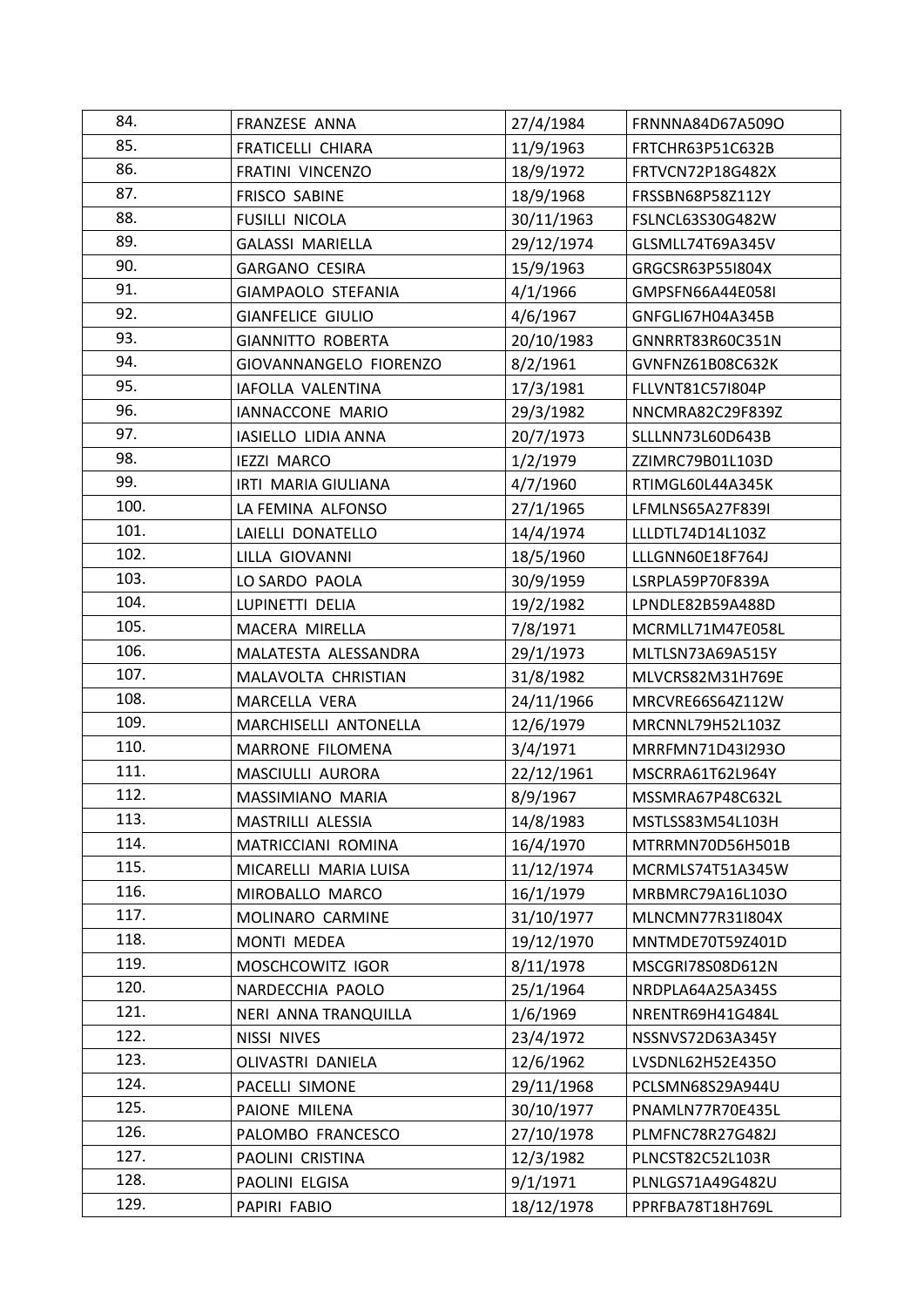| 84. | FRANZESE ANNA | 27/4/1984 | FRNNNA84D67A509O |
|---|---|---|---|
| 85. | FRATICELLI CHIARA | 11/9/1963 | FRTCHR63P51C632B |
| 86. | FRATINI VINCENZO | 18/9/1972 | FRTVCN72P18G482X |
| 87. | FRISCO SABINE | 18/9/1968 | FRSSBN68P58Z112Y |
| 88. | FUSILLI NICOLA | 30/11/1963 | FSLNCL63S30G482W |
| 89. | GALASSI MARIELLA | 29/12/1974 | GLSMLL74T69A345V |
| 90. | GARGANO CESIRA | 15/9/1963 | GRGCSR63P55I804X |
| 91. | GIAMPAOLO STEFANIA | 4/1/1966 | GMPSFN66A44E058I |
| 92. | GIANFELICE GIULIO | 4/6/1967 | GNFGLI67H04A345B |
| 93. | GIANNITTO ROBERTA | 20/10/1983 | GNNRRT83R60C351N |
| 94. | GIOVANNANGELO FIORENZO | 8/2/1961 | GVNFNZ61B08C632K |
| 95. | IAFOLLA VALENTINA | 17/3/1981 | FLLVNT81C57I804P |
| 96. | IANNACCONE MARIO | 29/3/1982 | NNCMRA82C29F839Z |
| 97. | IASIELLO LIDIA ANNA | 20/7/1973 | SLLLNN73L60D643B |
| 98. | IEZZI MARCO | 1/2/1979 | ZZIMRC79B01L103D |
| 99. | IRTI MARIA GIULIANA | 4/7/1960 | RTIMGL60L44A345K |
| 100. | LA FEMINA ALFONSO | 27/1/1965 | LFMLNS65A27F839I |
| 101. | LAIELLI DONATELLO | 14/4/1974 | LLLDTL74D14L103Z |
| 102. | LILLA GIOVANNI | 18/5/1960 | LLLGNN60E18F764J |
| 103. | LO SARDO PAOLA | 30/9/1959 | LSRPLA59P70F839A |
| 104. | LUPINETTI DELIA | 19/2/1982 | LPNDLE82B59A488D |
| 105. | MACERA MIRELLA | 7/8/1971 | MCRMLL71M47E058L |
| 106. | MALATESTA ALESSANDRA | 29/1/1973 | MLTLSN73A69A515Y |
| 107. | MALAVOLTA CHRISTIAN | 31/8/1982 | MLVCRS82M31H769E |
| 108. | MARCELLA VERA | 24/11/1966 | MRCVRE66S64Z112W |
| 109. | MARCHISELLI ANTONELLA | 12/6/1979 | MRCNNL79H52L103Z |
| 110. | MARRONE FILOMENA | 3/4/1971 | MRRFMN71D43I293O |
| 111. | MASCIULLI AURORA | 22/12/1961 | MSCRRA61T62L964Y |
| 112. | MASSIMIANO MARIA | 8/9/1967 | MSSMRA67P48C632L |
| 113. | MASTRILLI ALESSIA | 14/8/1983 | MSTLSS83M54L103H |
| 114. | MATRICCIANI ROMINA | 16/4/1970 | MTRRMN70D56H501B |
| 115. | MICARELLI MARIA LUISA | 11/12/1974 | MCRMLS74T51A345W |
| 116. | MIROBALLO MARCO | 16/1/1979 | MRBMRC79A16L103O |
| 117. | MOLINARO CARMINE | 31/10/1977 | MLNCMN77R31I804X |
| 118. | MONTI MEDEA | 19/12/1970 | MNTMDE70T59Z401D |
| 119. | MOSCHCOWITZ IGOR | 8/11/1978 | MSCGRI78S08D612N |
| 120. | NARDECCHIA PAOLO | 25/1/1964 | NRDPLA64A25A345S |
| 121. | NERI ANNA TRANQUILLA | 1/6/1969 | NRENTR69H41G484L |
| 122. | NISSI NIVES | 23/4/1972 | NSSNVS72D63A345Y |
| 123. | OLIVASTRI DANIELA | 12/6/1962 | LVSDNL62H52E435O |
| 124. | PACELLI SIMONE | 29/11/1968 | PCLSMN68S29A944U |
| 125. | PAIONE MILENA | 30/10/1977 | PNAMLN77R70E435L |
| 126. | PALOMBO FRANCESCO | 27/10/1978 | PLMFNC78R27G482J |
| 127. | PAOLINI CRISTINA | 12/3/1982 | PLNCST82C52L103R |
| 128. | PAOLINI ELGISA | 9/1/1971 | PLNLGS71A49G482U |
| 129. | PAPIRI FABIO | 18/12/1978 | PPRFBA78T18H769L |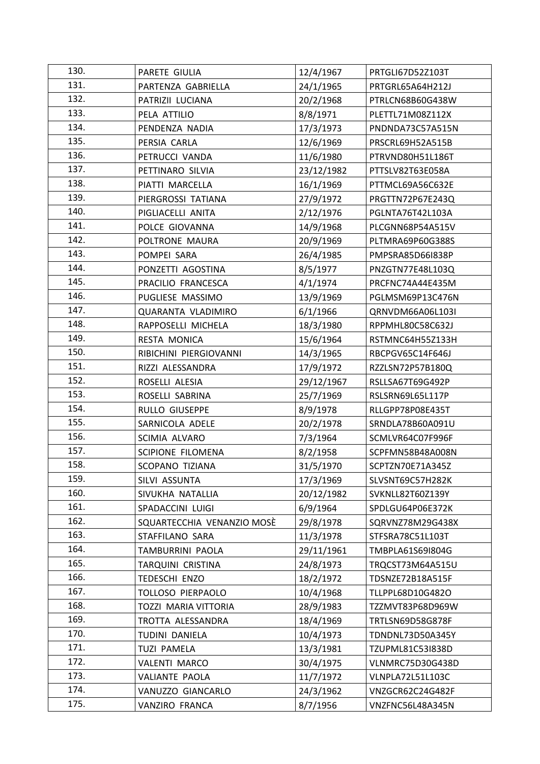| 130. | PARETE GIULIA | 12/4/1967 | PRTGLI67D52Z103T |
|---|---|---|---|
| 131. | PARTENZA GABRIELLA | 24/1/1965 | PRTGRL65A64H212J |
| 132. | PATRIZII LUCIANA | 20/2/1968 | PTRLCN68B60G438W |
| 133. | PELA ATTILIO | 8/8/1971 | PLETTL71M08Z112X |
| 134. | PENDENZA NADIA | 17/3/1973 | PNDNDA73C57A515N |
| 135. | PERSIA CARLA | 12/6/1969 | PRSCRL69H52A515B |
| 136. | PETRUCCI VANDA | 11/6/1980 | PTRVND80H51L186T |
| 137. | PETTINARO SILVIA | 23/12/1982 | PTTSLV82T63E058A |
| 138. | PIATTI MARCELLA | 16/1/1969 | PTTMCL69A56C632E |
| 139. | PIERGROSSI TATIANA | 27/9/1972 | PRGTTN72P67E243Q |
| 140. | PIGLIACELLI ANITA | 2/12/1976 | PGLNTA76T42L103A |
| 141. | POLCE GIOVANNA | 14/9/1968 | PLCGNN68P54A515V |
| 142. | POLTRONE MAURA | 20/9/1969 | PLTMRA69P60G388S |
| 143. | POMPEI SARA | 26/4/1985 | PMPSRA85D66I838P |
| 144. | PONZETTI AGOSTINA | 8/5/1977 | PNZGTN77E48L103Q |
| 145. | PRACILIO FRANCESCA | 4/1/1974 | PRCFNC74A44E435M |
| 146. | PUGLIESE MASSIMO | 13/9/1969 | PGLMSM69P13C476N |
| 147. | QUARANTA VLADIMIRO | 6/1/1966 | QRNVDM66A06L103I |
| 148. | RAPPOSELLI MICHELA | 18/3/1980 | RPPMHL80C58C632J |
| 149. | RESTA MONICA | 15/6/1964 | RSTMNC64H55Z133H |
| 150. | RIBICHINI PIERGIOVANNI | 14/3/1965 | RBCPGV65C14F646J |
| 151. | RIZZI ALESSANDRA | 17/9/1972 | RZZLSN72P57B180Q |
| 152. | ROSELLI ALESIA | 29/12/1967 | RSLLSA67T69G492P |
| 153. | ROSELLI SABRINA | 25/7/1969 | RSLSRN69L65L117P |
| 154. | RULLO GIUSEPPE | 8/9/1978 | RLLGPP78P08E435T |
| 155. | SARNICOLA ADELE | 20/2/1978 | SRNDLA78B60A091U |
| 156. | SCIMIA ALVARO | 7/3/1964 | SCMLVR64C07F996F |
| 157. | SCIPIONE FILOMENA | 8/2/1958 | SCPFMN58B48A008N |
| 158. | SCOPANO TIZIANA | 31/5/1970 | SCPTZN70E71A345Z |
| 159. | SILVI ASSUNTA | 17/3/1969 | SLVSNT69C57H282K |
| 160. | SIVUKHA NATALLIA | 20/12/1982 | SVKNLL82T60Z139Y |
| 161. | SPADACCINI LUIGI | 6/9/1964 | SPDLGU64P06E372K |
| 162. | SQUARTECCHIA VENANZIO MOSÈ | 29/8/1978 | SQRVNZ78M29G438X |
| 163. | STAFFILANO SARA | 11/3/1978 | STFSRA78C51L103T |
| 164. | TAMBURRINI PAOLA | 29/11/1961 | TMBPLA61S69I804G |
| 165. | TARQUINI CRISTINA | 24/8/1973 | TRQCST73M64A515U |
| 166. | TEDESCHI ENZO | 18/2/1972 | TDSNZE72B18A515F |
| 167. | TOLLOSO PIERPAOLO | 10/4/1968 | TLLPPL68D10G482O |
| 168. | TOZZI MARIA VITTORIA | 28/9/1983 | TZZMVT83P68D969W |
| 169. | TROTTA ALESSANDRA | 18/4/1969 | TRTLSN69D58G878F |
| 170. | TUDINI DANIELA | 10/4/1973 | TDNDNL73D50A345Y |
| 171. | TUZI PAMELA | 13/3/1981 | TZUPML81C53I838D |
| 172. | VALENTI MARCO | 30/4/1975 | VLNMRC75D30G438D |
| 173. | VALIANTE PAOLA | 11/7/1972 | VLNPLA72L51L103C |
| 174. | VANUZZO GIANCARLO | 24/3/1962 | VNZGCR62C24G482F |
| 175. | VANZIRO FRANCA | 8/7/1956 | VNZFNC56L48A345N |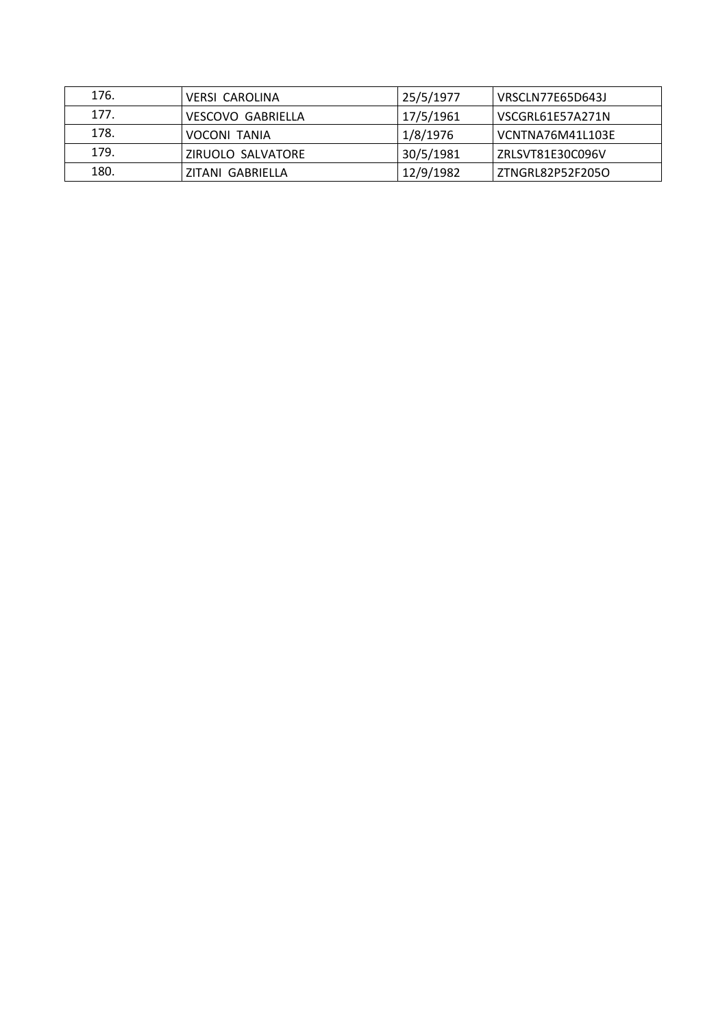| | | | |
|---|---|---|---|
| 176. | VERSI CAROLINA | 25/5/1977 | VRSCLN77E65D643J |
| 177. | VESCOVO GABRIELLA | 17/5/1961 | VSCGRL61E57A271N |
| 178. | VOCONI TANIA | 1/8/1976 | VCNTNA76M41L103E |
| 179. | ZIRUOLO SALVATORE | 30/5/1981 | ZRLSVT81E30C096V |
| 180. | ZITANI GABRIELLA | 12/9/1982 | ZTNGRL82P52F205O |